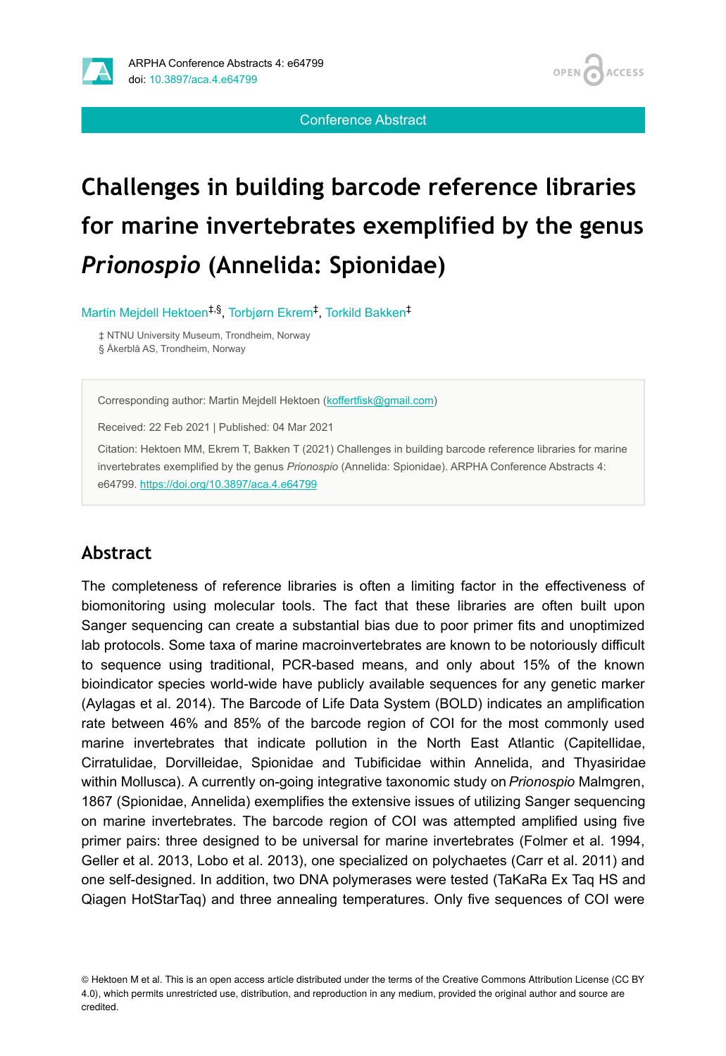ARPHA Conference Abstracts 4: e64799

doi: 10.3897/aca.4.e64799

Conference Abstract

# Challenges in building barcode reference libraries for marine invertebrates exemplified by the genus *Prionospio* (Annelida: Spionidae)

Martin Mejdell Hektoen[‡,§], Torbjørn Ekrem[‡], Torkild Bakken[‡]

‡ NTNU University Museum, Trondheim, Norway

§ Åkerblå AS, Trondheim, Norway

Corresponding author: Martin Mejdell Hektoen (koffertfisk@gmail.com)

Received: 22 Feb 2021 | Published: 04 Mar 2021

Citation: Hektoen MM, Ekrem T, Bakken T (2021) Challenges in building barcode reference libraries for marine invertebrates exemplified by the genus *Prionospio* (Annelida: Spionidae). ARPHA Conference Abstracts 4: e64799. https://doi.org/10.3897/aca.4.e64799

## Abstract

The completeness of reference libraries is often a limiting factor in the effectiveness of biomonitoring using molecular tools. The fact that these libraries are often built upon Sanger sequencing can create a substantial bias due to poor primer fits and unoptimized lab protocols. Some taxa of marine macroinvertebrates are known to be notoriously difficult to sequence using traditional, PCR-based means, and only about 15% of the known bioindicator species world-wide have publicly available sequences for any genetic marker (Aylagas et al. 2014). The Barcode of Life Data System (BOLD) indicates an amplification rate between 46% and 85% of the barcode region of COI for the most commonly used marine invertebrates that indicate pollution in the North East Atlantic (Capitellidae, Cirratulidae, Dorvilleidae, Spionidae and Tubificidae within Annelida, and Thyasiridae within Mollusca). A currently on-going integrative taxonomic study on *Prionospio* Malmgren, 1867 (Spionidae, Annelida) exemplifies the extensive issues of utilizing Sanger sequencing on marine invertebrates. The barcode region of COI was attempted amplified using five primer pairs: three designed to be universal for marine invertebrates (Folmer et al. 1994, Geller et al. 2013, Lobo et al. 2013), one specialized on polychaetes (Carr et al. 2011) and one self-designed. In addition, two DNA polymerases were tested (TaKaRa Ex Taq HS and Qiagen HotStarTaq) and three annealing temperatures. Only five sequences of COI were

© Hektoen M et al. This is an open access article distributed under the terms of the Creative Commons Attribution License (CC BY 4.0), which permits unrestricted use, distribution, and reproduction in any medium, provided the original author and source are credited.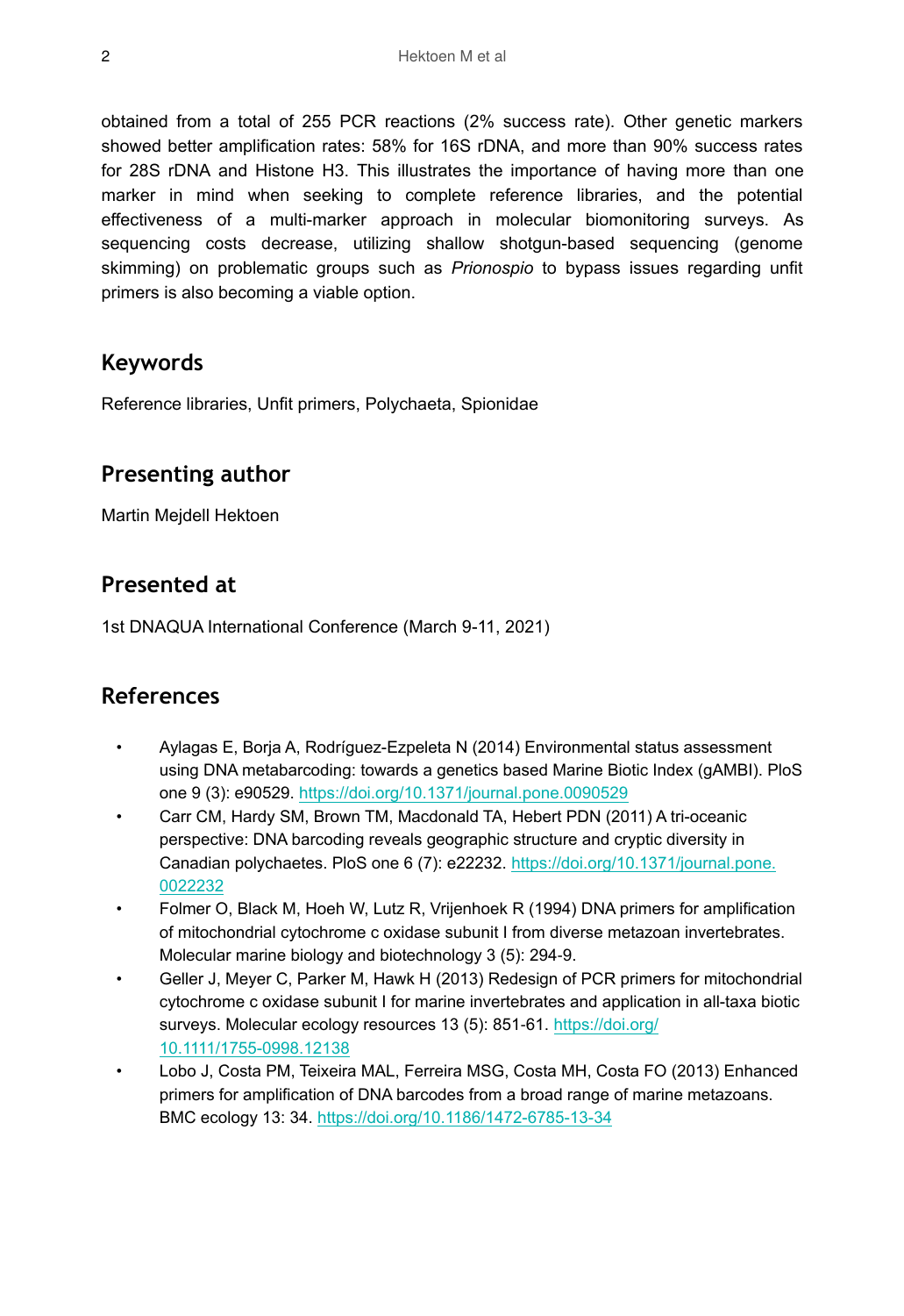obtained from a total of 255 PCR reactions (2% success rate). Other genetic markers showed better amplification rates: 58% for 16S rDNA, and more than 90% success rates for 28S rDNA and Histone H3. This illustrates the importance of having more than one marker in mind when seeking to complete reference libraries, and the potential effectiveness of a multi-marker approach in molecular biomonitoring surveys. As sequencing costs decrease, utilizing shallow shotgun-based sequencing (genome skimming) on problematic groups such as *Prionospio* to bypass issues regarding unfit primers is also becoming a viable option.

## Keywords

Reference libraries, Unfit primers, Polychaeta, Spionidae

## Presenting author

Martin Mejdell Hektoen

## Presented at

1st DNAQUA International Conference (March 9-11, 2021)

## References

- Aylagas E, Borja A, Rodríguez-Ezpeleta N (2014) Environmental status assessment using DNA metabarcoding: towards a genetics based Marine Biotic Index (gAMBI). PloS one 9 (3): e90529. https://doi.org/10.1371/journal.pone.0090529
- Carr CM, Hardy SM, Brown TM, Macdonald TA, Hebert PDN (2011) A tri-oceanic perspective: DNA barcoding reveals geographic structure and cryptic diversity in Canadian polychaetes. PloS one 6 (7): e22232. https://doi.org/10.1371/journal.pone.0022232
- Folmer O, Black M, Hoeh W, Lutz R, Vrijenhoek R (1994) DNA primers for amplification of mitochondrial cytochrome c oxidase subunit I from diverse metazoan invertebrates. Molecular marine biology and biotechnology 3 (5): 294-9.
- Geller J, Meyer C, Parker M, Hawk H (2013) Redesign of PCR primers for mitochondrial cytochrome c oxidase subunit I for marine invertebrates and application in all-taxa biotic surveys. Molecular ecology resources 13 (5): 851-61. https://doi.org/10.1111/1755-0998.12138
- Lobo J, Costa PM, Teixeira MAL, Ferreira MSG, Costa MH, Costa FO (2013) Enhanced primers for amplification of DNA barcodes from a broad range of marine metazoans. BMC ecology 13: 34. https://doi.org/10.1186/1472-6785-13-34